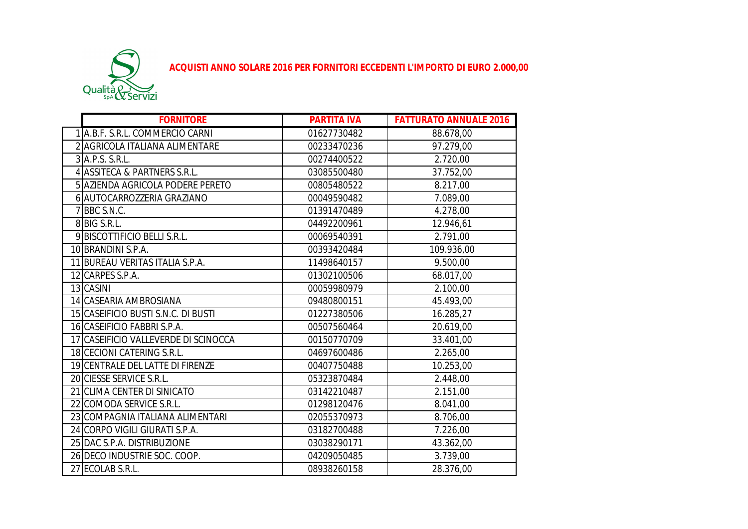Qualità & Servizi SpA

# ACQUISTI ANNO SOLARE 2016 PER FORNITORI ECCEDENTI L'IMPORTO DI EURO 2.000,00

| | FORNITORE | PARTITA IVA | FATTURATO ANNUALE 2016 |
|---|---|---|---|
| 1 | A.B.F. S.R.L. COMMERCIO CARNI | 01627730482 | 88.678,00 |
| 2 | AGRICOLA ITALIANA ALIMENTARE | 00233470236 | 97.279,00 |
| 3 | A.P.S. S.R.L. | 00274400522 | 2.720,00 |
| 4 | ASSITECA & PARTNERS S.R.L. | 03085500480 | 37.752,00 |
| 5 | AZIENDA AGRICOLA PODERE PERETO | 00805480522 | 8.217,00 |
| 6 | AUTOCARROZZERIA GRAZIANO | 00049590482 | 7.089,00 |
| 7 | BBC S.N.C. | 01391470489 | 4.278,00 |
| 8 | BIG S.R.L. | 04492200961 | 12.946,61 |
| 9 | BISCOTTIFICIO BELLI S.R.L. | 00069540391 | 2.791,00 |
| 10 | BRANDINI S.P.A. | 00393420484 | 109.936,00 |
| 11 | BUREAU VERITAS ITALIA S.P.A. | 11498640157 | 9.500,00 |
| 12 | CARPES S.P.A. | 01302100506 | 68.017,00 |
| 13 | CASINI | 00059980979 | 2.100,00 |
| 14 | CASEARIA AMBROSIANA | 09480800151 | 45.493,00 |
| 15 | CASEIFICIO BUSTI S.N.C. DI BUSTI | 01227380506 | 16.285,27 |
| 16 | CASEIFICIO FABBRI S.P.A. | 00507560464 | 20.619,00 |
| 17 | CASEIFICIO VALLEVERDE DI SCINOCCA | 00150770709 | 33.401,00 |
| 18 | CECIONI CATERING S.R.L. | 04697600486 | 2.265,00 |
| 19 | CENTRALE DEL LATTE DI FIRENZE | 00407750488 | 10.253,00 |
| 20 | CIESSE SERVICE S.R.L. | 05323870484 | 2.448,00 |
| 21 | CLIMA CENTER DI SINICATO | 03142210487 | 2.151,00 |
| 22 | COMODA SERVICE S.R.L. | 01298120476 | 8.041,00 |
| 23 | COMPAGNIA ITALIANA ALIMENTARI | 02055370973 | 8.706,00 |
| 24 | CORPO VIGILI GIURATI S.P.A. | 03182700488 | 7.226,00 |
| 25 | DAC S.P.A. DISTRIBUZIONE | 03038290171 | 43.362,00 |
| 26 | DECO INDUSTRIE SOC. COOP. | 04209050485 | 3.739,00 |
| 27 | ECOLAB S.R.L. | 08938260158 | 28.376,00 |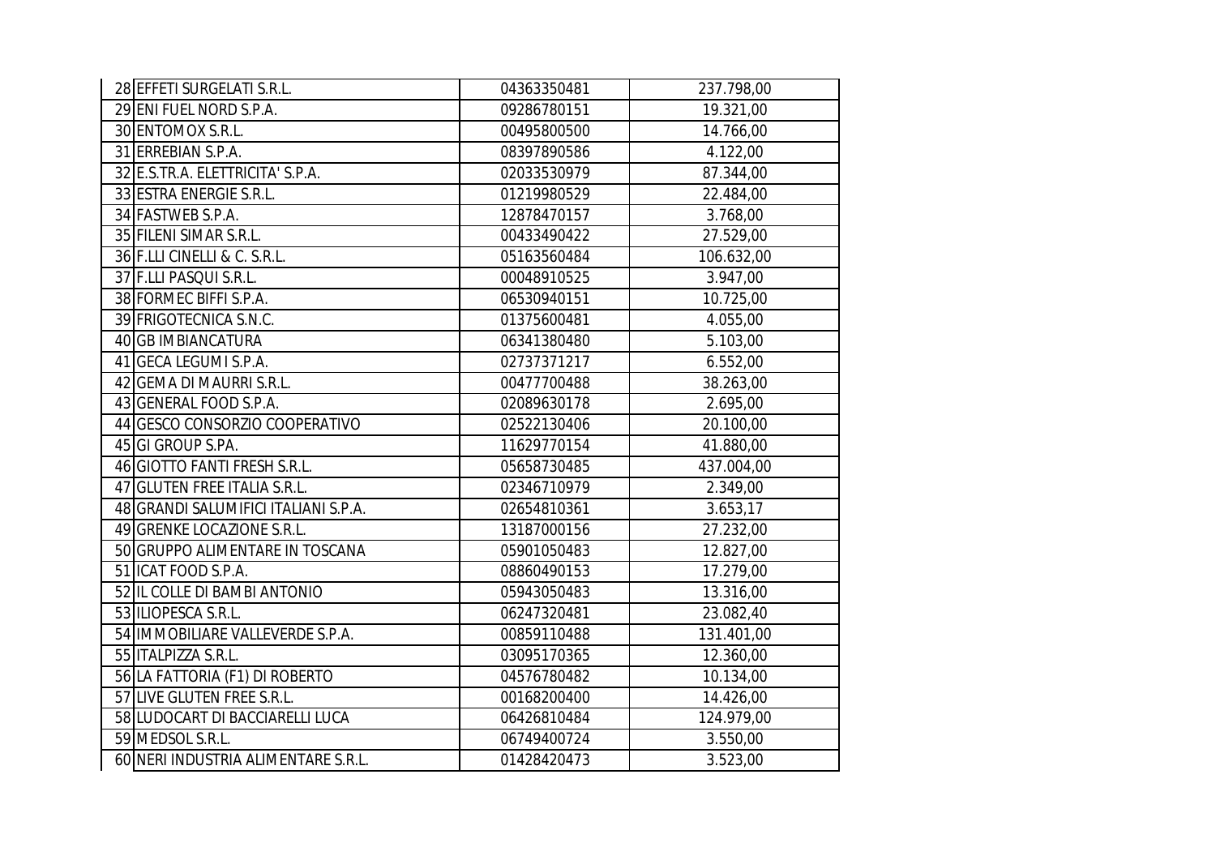| | | | |
|---|---|---|---|
| 28 | EFFETI SURGELATI S.R.L. | 04363350481 | 237.798,00 |
| 29 | ENI FUEL NORD S.P.A. | 09286780151 | 19.321,00 |
| 30 | ENTOMOX S.R.L. | 00495800500 | 14.766,00 |
| 31 | ERREBIAN S.P.A. | 08397890586 | 4.122,00 |
| 32 | E.S.TR.A. ELETTRICITA' S.P.A. | 02033530979 | 87.344,00 |
| 33 | ESTRA ENERGIE S.R.L. | 01219980529 | 22.484,00 |
| 34 | FASTWEB S.P.A. | 12878470157 | 3.768,00 |
| 35 | FILENI SIMAR S.R.L. | 00433490422 | 27.529,00 |
| 36 | F.LLI CINELLI & C. S.R.L. | 05163560484 | 106.632,00 |
| 37 | F.LLI PASQUI S.R.L. | 00048910525 | 3.947,00 |
| 38 | FORMEC BIFFI S.P.A. | 06530940151 | 10.725,00 |
| 39 | FRIGOTECNICA S.N.C. | 01375600481 | 4.055,00 |
| 40 | GB IMBIANCATURA | 06341380480 | 5.103,00 |
| 41 | GECA LEGUMI S.P.A. | 02737371217 | 6.552,00 |
| 42 | GEMA DI MAURRI S.R.L. | 00477700488 | 38.263,00 |
| 43 | GENERAL FOOD S.P.A. | 02089630178 | 2.695,00 |
| 44 | GESCO CONSORZIO COOPERATIVO | 02522130406 | 20.100,00 |
| 45 | GI GROUP S.PA. | 11629770154 | 41.880,00 |
| 46 | GIOTTO FANTI FRESH S.R.L. | 05658730485 | 437.004,00 |
| 47 | GLUTEN FREE ITALIA S.R.L. | 02346710979 | 2.349,00 |
| 48 | GRANDI SALUMIFICI ITALIANI S.P.A. | 02654810361 | 3.653,17 |
| 49 | GRENKE LOCAZIONE S.R.L. | 13187000156 | 27.232,00 |
| 50 | GRUPPO ALIMENTARE IN TOSCANA | 05901050483 | 12.827,00 |
| 51 | ICAT FOOD S.P.A. | 08860490153 | 17.279,00 |
| 52 | IL COLLE DI BAMBI ANTONIO | 05943050483 | 13.316,00 |
| 53 | ILIOPESCA S.R.L. | 06247320481 | 23.082,40 |
| 54 | IMMOBILIARE VALLEVERDE S.P.A. | 00859110488 | 131.401,00 |
| 55 | ITALPIZZA S.R.L. | 03095170365 | 12.360,00 |
| 56 | LA FATTORIA (F1) DI ROBERTO | 04576780482 | 10.134,00 |
| 57 | LIVE GLUTEN FREE S.R.L. | 00168200400 | 14.426,00 |
| 58 | LUDOCART DI BACCIARELLI LUCA | 06426810484 | 124.979,00 |
| 59 | MEDSOL S.R.L. | 06749400724 | 3.550,00 |
| 60 | NERI INDUSTRIA ALIMENTARE S.R.L. | 01428420473 | 3.523,00 |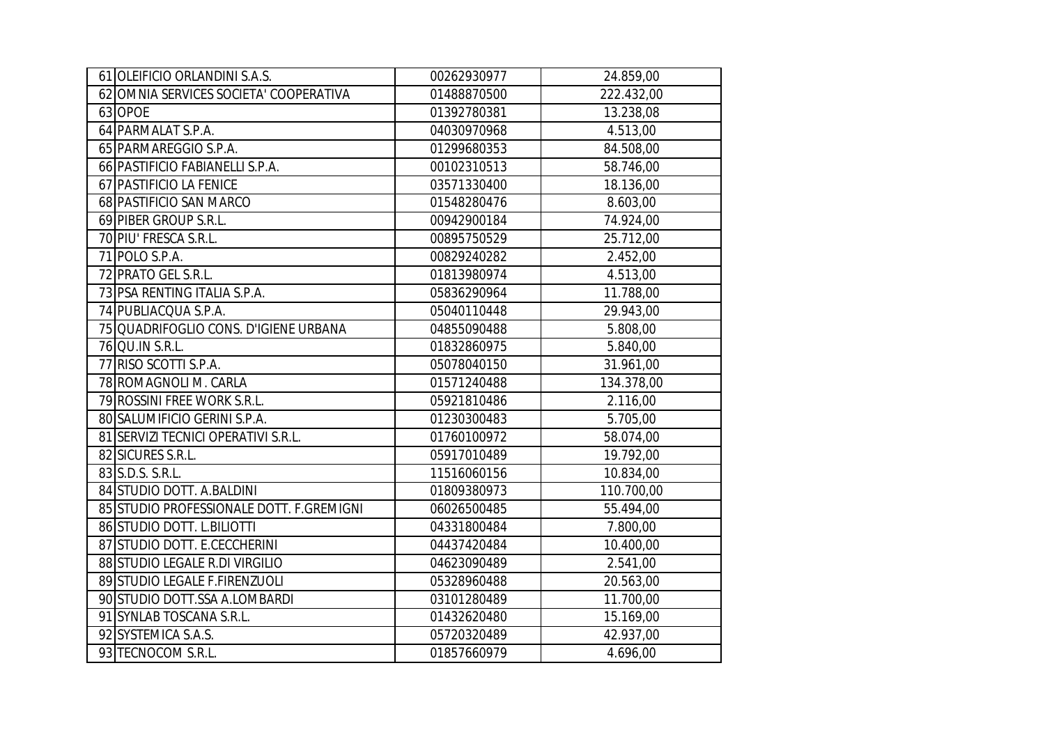| | | | |
|---|---|---|---|
| 61 | OLEIFICIO ORLANDINI S.A.S. | 00262930977 | 24.859,00 |
| 62 | OMNIA SERVICES SOCIETA' COOPERATIVA | 01488870500 | 222.432,00 |
| 63 | OPOE | 01392780381 | 13.238,08 |
| 64 | PARMALAT S.P.A. | 04030970968 | 4.513,00 |
| 65 | PARMAREGGIO S.P.A. | 01299680353 | 84.508,00 |
| 66 | PASTIFICIO FABIANELLI S.P.A. | 00102310513 | 58.746,00 |
| 67 | PASTIFICIO LA FENICE | 03571330400 | 18.136,00 |
| 68 | PASTIFICIO SAN MARCO | 01548280476 | 8.603,00 |
| 69 | PIBER GROUP S.R.L. | 00942900184 | 74.924,00 |
| 70 | PIU' FRESCA S.R.L. | 00895750529 | 25.712,00 |
| 71 | POLO S.P.A. | 00829240282 | 2.452,00 |
| 72 | PRATO GEL S.R.L. | 01813980974 | 4.513,00 |
| 73 | PSA RENTING ITALIA S.P.A. | 05836290964 | 11.788,00 |
| 74 | PUBLIACQUA S.P.A. | 05040110448 | 29.943,00 |
| 75 | QUADRIFOGLIO CONS. D'IGIENE URBANA | 04855090488 | 5.808,00 |
| 76 | QU.IN S.R.L. | 01832860975 | 5.840,00 |
| 77 | RISO SCOTTI S.P.A. | 05078040150 | 31.961,00 |
| 78 | ROMAGNOLI M. CARLA | 01571240488 | 134.378,00 |
| 79 | ROSSINI FREE WORK S.R.L. | 05921810486 | 2.116,00 |
| 80 | SALUMIFICIO GERINI S.P.A. | 01230300483 | 5.705,00 |
| 81 | SERVIZI TECNICI OPERATIVI S.R.L. | 01760100972 | 58.074,00 |
| 82 | SICURES S.R.L. | 05917010489 | 19.792,00 |
| 83 | S.D.S. S.R.L. | 11516060156 | 10.834,00 |
| 84 | STUDIO DOTT. A.BALDINI | 01809380973 | 110.700,00 |
| 85 | STUDIO PROFESSIONALE DOTT. F.GREMIGNI | 06026500485 | 55.494,00 |
| 86 | STUDIO DOTT. L.BILIOTTI | 04331800484 | 7.800,00 |
| 87 | STUDIO DOTT. E.CECCHERINI | 04437420484 | 10.400,00 |
| 88 | STUDIO LEGALE R.DI VIRGILIO | 04623090489 | 2.541,00 |
| 89 | STUDIO LEGALE F.FIRENZUOLI | 05328960488 | 20.563,00 |
| 90 | STUDIO DOTT.SSA A.LOMBARDI | 03101280489 | 11.700,00 |
| 91 | SYNLAB TOSCANA S.R.L. | 01432620480 | 15.169,00 |
| 92 | SYSTEMICA S.A.S. | 05720320489 | 42.937,00 |
| 93 | TECNOCOM S.R.L. | 01857660979 | 4.696,00 |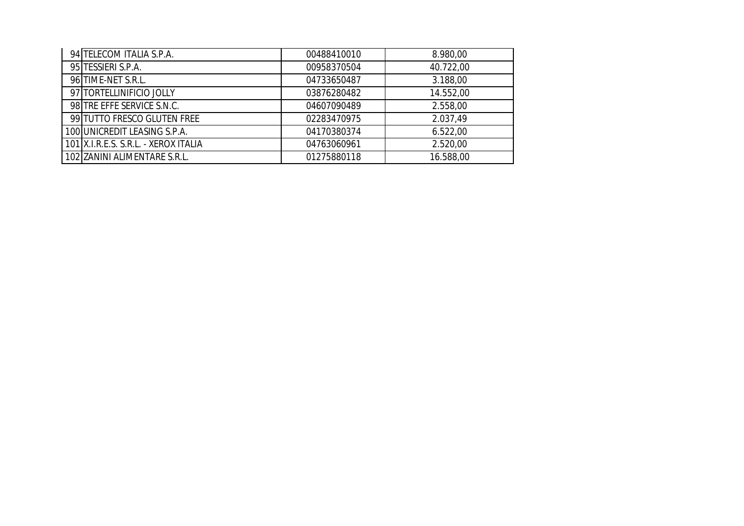| | | | |
|---|---|---|---|
| 94 | TELECOM ITALIA S.P.A. | 00488410010 | 8.980,00 |
| 95 | TESSIERI S.P.A. | 00958370504 | 40.722,00 |
| 96 | TIME-NET S.R.L. | 04733650487 | 3.188,00 |
| 97 | TORTELLINIFICIO JOLLY | 03876280482 | 14.552,00 |
| 98 | TRE EFFE SERVICE S.N.C. | 04607090489 | 2.558,00 |
| 99 | TUTTO FRESCO GLUTEN FREE | 02283470975 | 2.037,49 |
| 100 | UNICREDIT LEASING S.P.A. | 04170380374 | 6.522,00 |
| 101 | X.I.R.E.S. S.R.L. - XEROX ITALIA | 04763060961 | 2.520,00 |
| 102 | ZANINI ALIMENTARE S.R.L. | 01275880118 | 16.588,00 |